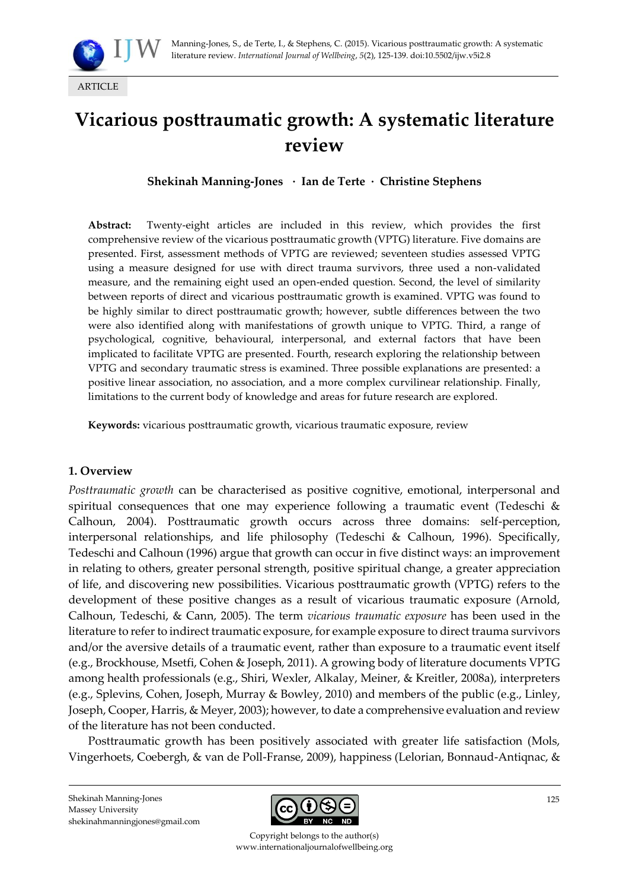ARTICLE

# Vicarious posttraumatic growth: A systematic literature review

**Shekinah Manning-Jones · Ian de Terte · Christine Stephens**

**Abstract:** Twenty-eight articles are included in this review, which provides the first comprehensive review of the vicarious posttraumatic growth (VPTG) literature. Five domains are presented. First, assessment methods of VPTG are reviewed; seventeen studies assessed VPTG using a measure designed for use with direct trauma survivors, three used a non-validated measure, and the remaining eight used an open-ended question. Second, the level of similarity between reports of direct and vicarious posttraumatic growth is examined. VPTG was found to be highly similar to direct posttraumatic growth; however, subtle differences between the two were also identified along with manifestations of growth unique to VPTG. Third, a range of psychological, cognitive, behavioural, interpersonal, and external factors that have been implicated to facilitate VPTG are presented. Fourth, research exploring the relationship between VPTG and secondary traumatic stress is examined. Three possible explanations are presented: a positive linear association, no association, and a more complex curvilinear relationship. Finally, limitations to the current body of knowledge and areas for future research are explored.

**Keywords:** vicarious posttraumatic growth, vicarious traumatic exposure, review

## 1. Overview

*Posttraumatic growth* can be characterised as positive cognitive, emotional, interpersonal and spiritual consequences that one may experience following a traumatic event (Tedeschi & Calhoun, 2004). Posttraumatic growth occurs across three domains: self-perception, interpersonal relationships, and life philosophy (Tedeschi & Calhoun, 1996). Specifically, Tedeschi and Calhoun (1996) argue that growth can occur in five distinct ways: an improvement in relating to others, greater personal strength, positive spiritual change, a greater appreciation of life, and discovering new possibilities. Vicarious posttraumatic growth (VPTG) refers to the development of these positive changes as a result of vicarious traumatic exposure (Arnold, Calhoun, Tedeschi, & Cann, 2005). The term *vicarious traumatic exposure* has been used in the literature to refer to indirect traumatic exposure, for example exposure to direct trauma survivors and/or the aversive details of a traumatic event, rather than exposure to a traumatic event itself (e.g., Brockhouse, Msetfi, Cohen & Joseph, 2011). A growing body of literature documents VPTG among health professionals (e.g., Shiri, Wexler, Alkalay, Meiner, & Kreitler, 2008a), interpreters (e.g., Splevins, Cohen, Joseph, Murray & Bowley, 2010) and members of the public (e.g., Linley, Joseph, Cooper, Harris, & Meyer, 2003); however, to date a comprehensive evaluation and review of the literature has not been conducted.

Posttraumatic growth has been positively associated with greater life satisfaction (Mols, Vingerhoets, Coebergh, & van de Poll-Franse, 2009), happiness (Lelorian, Bonnaud-Antiqnac, &

Shekinah Manning-Jones
Massey University
shekinahmanningjones@gmail.com

Copyright belongs to the author(s)
www.internationaljournalofwellbeing.org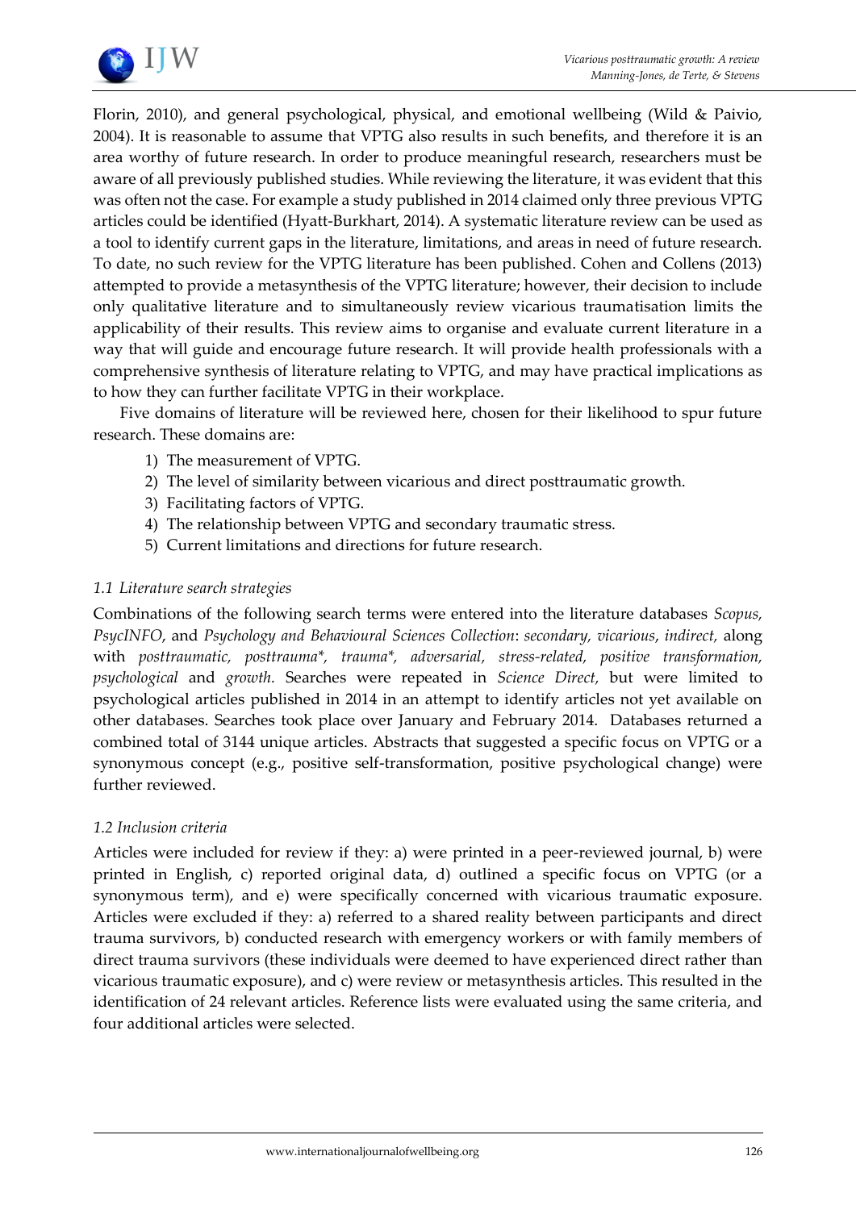Florin, 2010), and general psychological, physical, and emotional wellbeing (Wild & Paivio, 2004). It is reasonable to assume that VPTG also results in such benefits, and therefore it is an area worthy of future research. In order to produce meaningful research, researchers must be aware of all previously published studies. While reviewing the literature, it was evident that this was often not the case. For example a study published in 2014 claimed only three previous VPTG articles could be identified (Hyatt-Burkhart, 2014). A systematic literature review can be used as a tool to identify current gaps in the literature, limitations, and areas in need of future research. To date, no such review for the VPTG literature has been published. Cohen and Collens (2013) attempted to provide a metasynthesis of the VPTG literature; however, their decision to include only qualitative literature and to simultaneously review vicarious traumatisation limits the applicability of their results. This review aims to organise and evaluate current literature in a way that will guide and encourage future research. It will provide health professionals with a comprehensive synthesis of literature relating to VPTG, and may have practical implications as to how they can further facilitate VPTG in their workplace.

Five domains of literature will be reviewed here, chosen for their likelihood to spur future research. These domains are:

1) The measurement of VPTG.
2) The level of similarity between vicarious and direct posttraumatic growth.
3) Facilitating factors of VPTG.
4) The relationship between VPTG and secondary traumatic stress.
5) Current limitations and directions for future research.

### *1.1 Literature search strategies*

Combinations of the following search terms were entered into the literature databases *Scopus, PsycINFO*, and *Psychology and Behavioural Sciences Collection*: *secondary, vicarious*, *indirect,* along with *posttraumatic, posttrauma*, trauma*, adversarial, stress-related, positive transformation, psychological* and *growth.* Searches were repeated in *Science Direct,* but were limited to psychological articles published in 2014 in an attempt to identify articles not yet available on other databases. Searches took place over January and February 2014. Databases returned a combined total of 3144 unique articles. Abstracts that suggested a specific focus on VPTG or a synonymous concept (e.g., positive self-transformation, positive psychological change) were further reviewed.

### *1.2 Inclusion criteria*

Articles were included for review if they: a) were printed in a peer-reviewed journal, b) were printed in English, c) reported original data, d) outlined a specific focus on VPTG (or a synonymous term), and e) were specifically concerned with vicarious traumatic exposure. Articles were excluded if they: a) referred to a shared reality between participants and direct trauma survivors, b) conducted research with emergency workers or with family members of direct trauma survivors (these individuals were deemed to have experienced direct rather than vicarious traumatic exposure), and c) were review or metasynthesis articles. This resulted in the identification of 24 relevant articles. Reference lists were evaluated using the same criteria, and four additional articles were selected.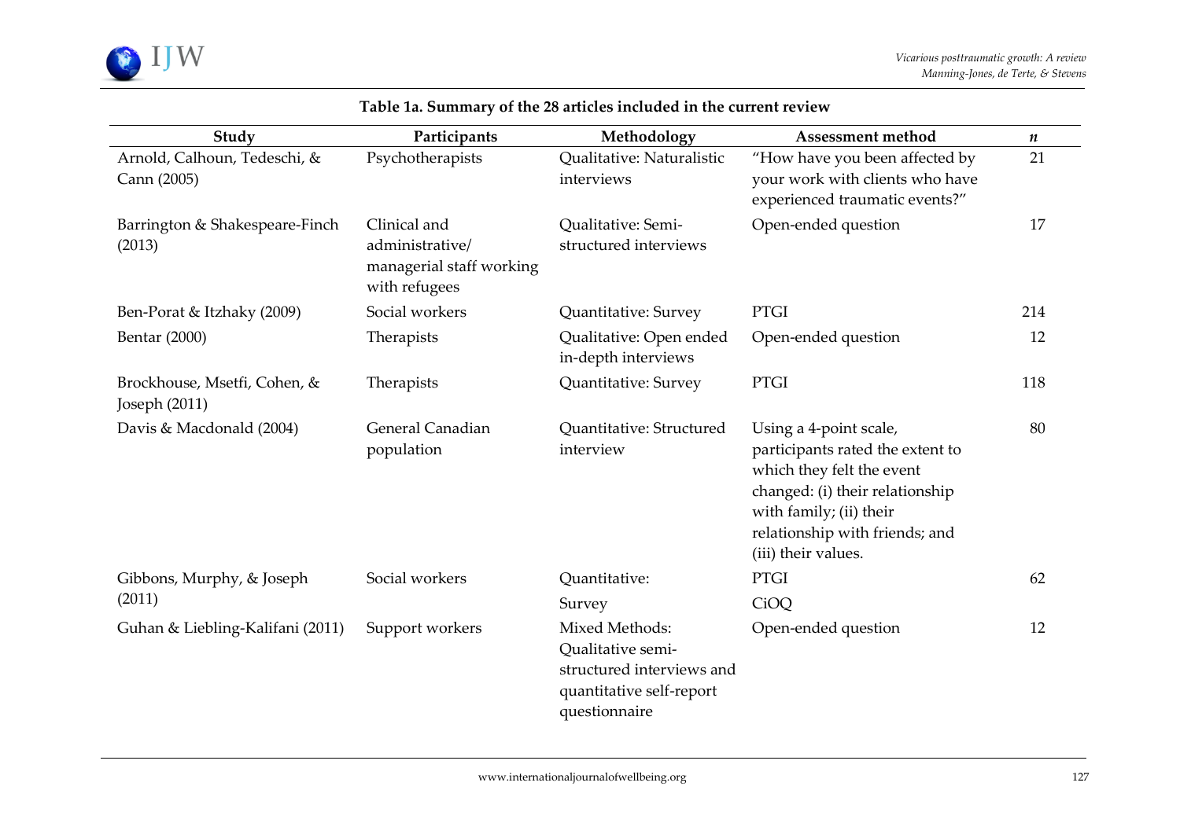**Table 1a. Summary of the 28 articles included in the current review**

| Study | Participants | Methodology | Assessment method | *n* |
|---|---|---|---|---|
| Arnold, Calhoun, Tedeschi, & Cann (2005) | Psychotherapists | Qualitative: Naturalistic interviews | "How have you been affected by your work with clients who have experienced traumatic events?" | 21 |
| Barrington & Shakespeare-Finch (2013) | Clinical and administrative/ managerial staff working with refugees | Qualitative: Semi-structured interviews | Open-ended question | 17 |
| Ben-Porat & Itzhaky (2009) | Social workers | Quantitative: Survey | PTGI | 214 |
| Bentar (2000) | Therapists | Qualitative: Open ended in-depth interviews | Open-ended question | 12 |
| Brockhouse, Msetfi, Cohen, & Joseph (2011) | Therapists | Quantitative: Survey | PTGI | 118 |
| Davis & Macdonald (2004) | General Canadian population | Quantitative: Structured interview | Using a 4-point scale, participants rated the extent to which they felt the event changed: (i) their relationship with family; (ii) their relationship with friends; and (iii) their values. | 80 |
| Gibbons, Murphy, & Joseph (2011) | Social workers | Quantitative: Survey | PTGI CiOQ | 62 |
| Guhan & Liebling-Kalifani (2011) | Support workers | Mixed Methods: Qualitative semi-structured interviews and quantitative self-report questionnaire | Open-ended question | 12 |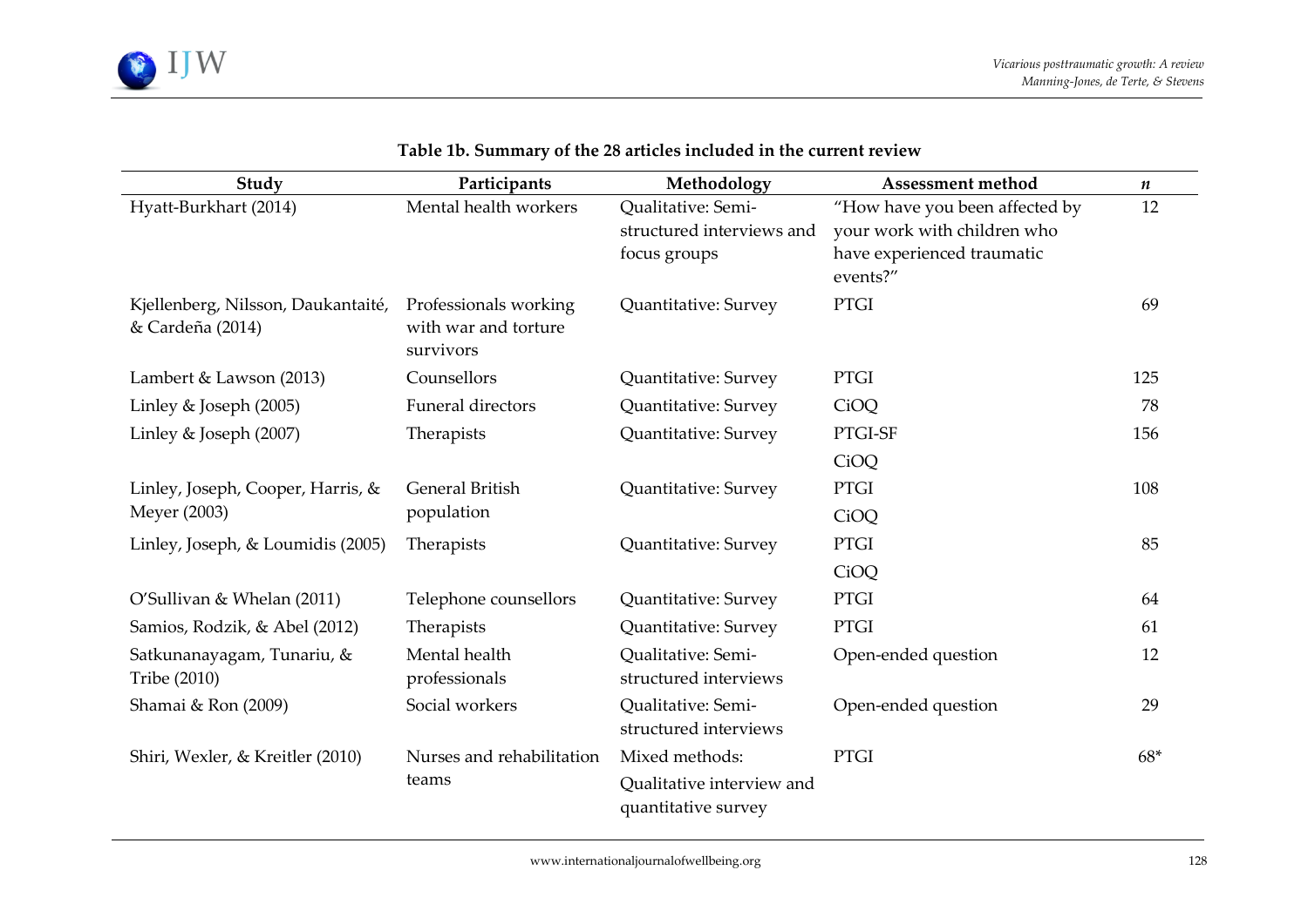**Table 1b. Summary of the 28 articles included in the current review**

| Study | Participants | Methodology | Assessment method | *n* |
|---|---|---|---|---|
| Hyatt-Burkhart (2014) | Mental health workers | Qualitative: Semi-structured interviews and focus groups | "How have you been affected by your work with children who have experienced traumatic events?" | 12 |
| Kjellenberg, Nilsson, Daukantaité, & Cardeña (2014) | Professionals working with war and torture survivors | Quantitative: Survey | PTGI | 69 |
| Lambert & Lawson (2013) | Counsellors | Quantitative: Survey | PTGI | 125 |
| Linley & Joseph (2005) | Funeral directors | Quantitative: Survey | CiOQ | 78 |
| Linley & Joseph (2007) | Therapists | Quantitative: Survey | PTGI-SF<br>CiOQ | 156 |
| Linley, Joseph, Cooper, Harris, & Meyer (2003) | General British population | Quantitative: Survey | PTGI<br>CiOQ | 108 |
| Linley, Joseph, & Loumidis (2005) | Therapists | Quantitative: Survey | PTGI<br>CiOQ | 85 |
| O'Sullivan & Whelan (2011) | Telephone counsellors | Quantitative: Survey | PTGI | 64 |
| Samios, Rodzik, & Abel (2012) | Therapists | Quantitative: Survey | PTGI | 61 |
| Satkunanayagam, Tunariu, & Tribe (2010) | Mental health professionals | Qualitative: Semi-structured interviews | Open-ended question | 12 |
| Shamai & Ron (2009) | Social workers | Qualitative: Semi-structured interviews | Open-ended question | 29 |
| Shiri, Wexler, & Kreitler (2010) | Nurses and rehabilitation teams | Mixed methods:<br>Qualitative interview and quantitative survey | PTGI | 68* |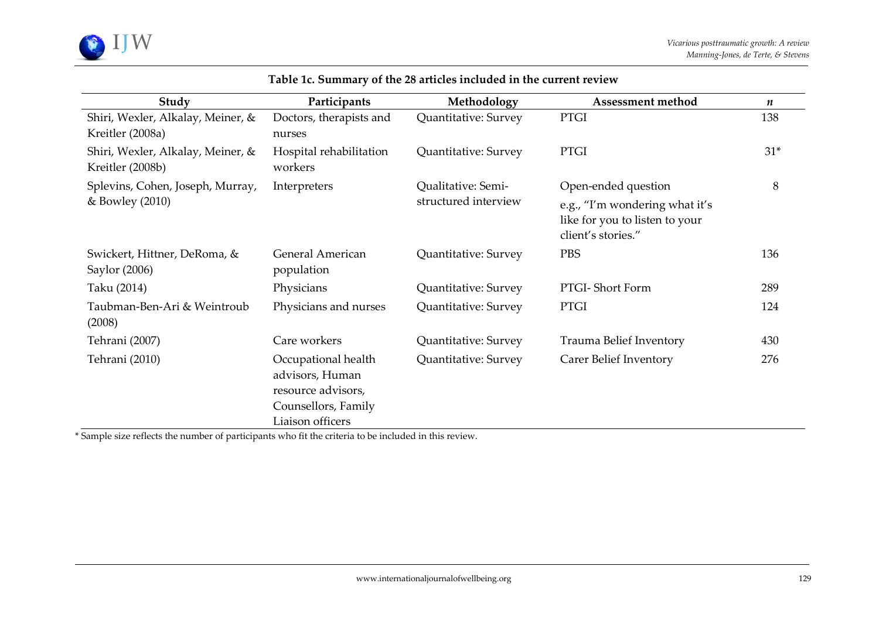**Table 1c. Summary of the 28 articles included in the current review**

| Study | Participants | Methodology | Assessment method | *n* |
|---|---|---|---|---|
| Shiri, Wexler, Alkalay, Meiner, & Kreitler (2008a) | Doctors, therapists and nurses | Quantitative: Survey | PTGI | 138 |
| Shiri, Wexler, Alkalay, Meiner, & Kreitler (2008b) | Hospital rehabilitation workers | Quantitative: Survey | PTGI | 31* |
| Splevins, Cohen, Joseph, Murray, & Bowley (2010) | Interpreters | Qualitative: Semi-structured interview | Open-ended question e.g., "I'm wondering what it's like for you to listen to your client's stories." | 8 |
| Swickert, Hittner, DeRoma, & Saylor (2006) | General American population | Quantitative: Survey | PBS | 136 |
| Taku (2014) | Physicians | Quantitative: Survey | PTGI- Short Form | 289 |
| Taubman-Ben-Ari & Weintroub (2008) | Physicians and nurses | Quantitative: Survey | PTGI | 124 |
| Tehrani (2007) | Care workers | Quantitative: Survey | Trauma Belief Inventory | 430 |
| Tehrani (2010) | Occupational health advisors, Human resource advisors, Counsellors, Family Liaison officers | Quantitative: Survey | Carer Belief Inventory | 276 |

* Sample size reflects the number of participants who fit the criteria to be included in this review.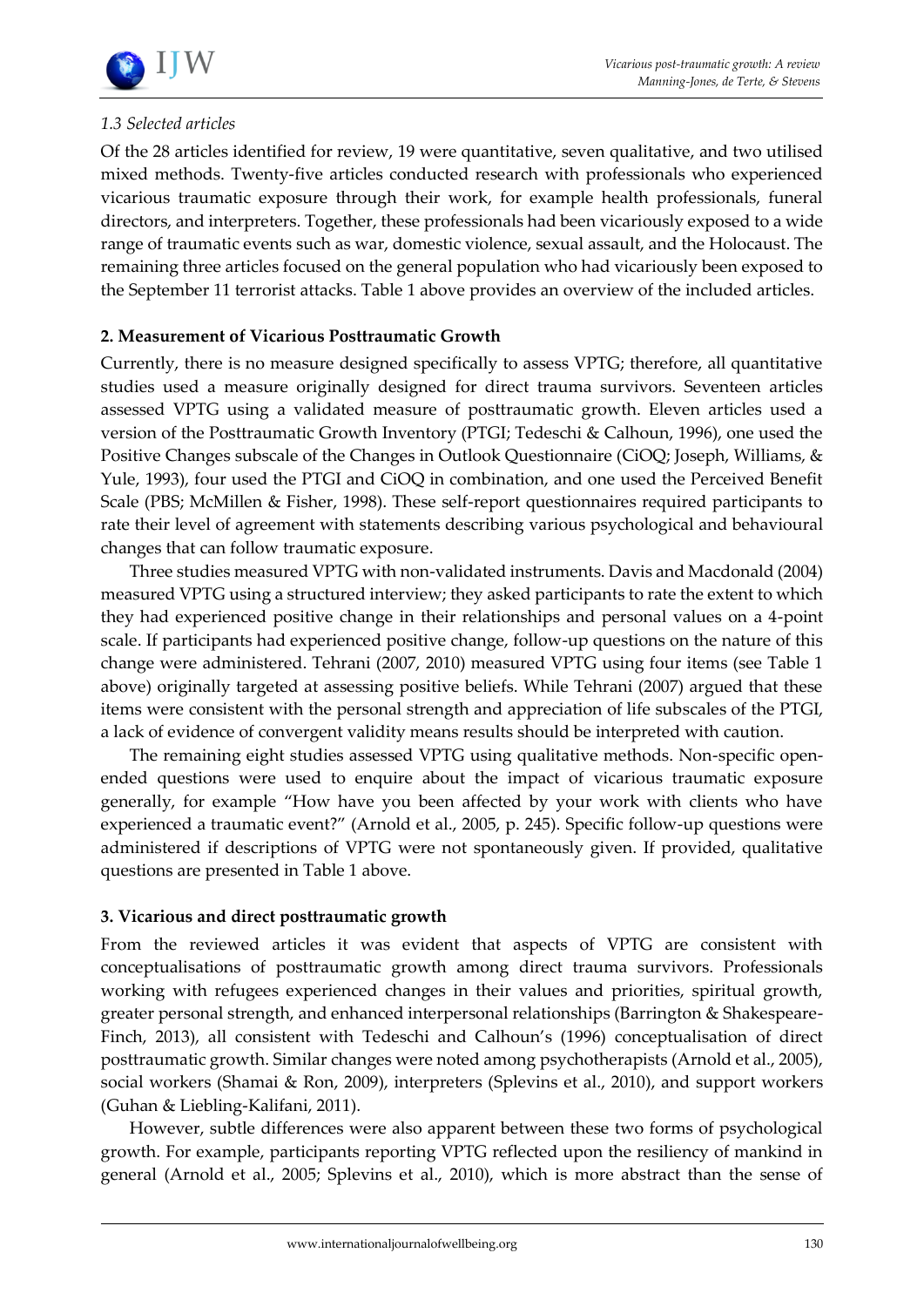### *1.3 Selected articles*

Of the 28 articles identified for review, 19 were quantitative, seven qualitative, and two utilised mixed methods. Twenty-five articles conducted research with professionals who experienced vicarious traumatic exposure through their work, for example health professionals, funeral directors, and interpreters. Together, these professionals had been vicariously exposed to a wide range of traumatic events such as war, domestic violence, sexual assault, and the Holocaust. The remaining three articles focused on the general population who had vicariously been exposed to the September 11 terrorist attacks. Table 1 above provides an overview of the included articles.

## 2. Measurement of Vicarious Posttraumatic Growth

Currently, there is no measure designed specifically to assess VPTG; therefore, all quantitative studies used a measure originally designed for direct trauma survivors. Seventeen articles assessed VPTG using a validated measure of posttraumatic growth. Eleven articles used a version of the Posttraumatic Growth Inventory (PTGI; Tedeschi & Calhoun, 1996), one used the Positive Changes subscale of the Changes in Outlook Questionnaire (CiOQ; Joseph, Williams, & Yule, 1993), four used the PTGI and CiOQ in combination, and one used the Perceived Benefit Scale (PBS; McMillen & Fisher, 1998). These self-report questionnaires required participants to rate their level of agreement with statements describing various psychological and behavioural changes that can follow traumatic exposure.

Three studies measured VPTG with non-validated instruments. Davis and Macdonald (2004) measured VPTG using a structured interview; they asked participants to rate the extent to which they had experienced positive change in their relationships and personal values on a 4-point scale. If participants had experienced positive change, follow-up questions on the nature of this change were administered. Tehrani (2007, 2010) measured VPTG using four items (see Table 1 above) originally targeted at assessing positive beliefs. While Tehrani (2007) argued that these items were consistent with the personal strength and appreciation of life subscales of the PTGI, a lack of evidence of convergent validity means results should be interpreted with caution.

The remaining eight studies assessed VPTG using qualitative methods. Non-specific open-ended questions were used to enquire about the impact of vicarious traumatic exposure generally, for example "How have you been affected by your work with clients who have experienced a traumatic event?" (Arnold et al., 2005, p. 245). Specific follow-up questions were administered if descriptions of VPTG were not spontaneously given. If provided, qualitative questions are presented in Table 1 above.

## 3. Vicarious and direct posttraumatic growth

From the reviewed articles it was evident that aspects of VPTG are consistent with conceptualisations of posttraumatic growth among direct trauma survivors. Professionals working with refugees experienced changes in their values and priorities, spiritual growth, greater personal strength, and enhanced interpersonal relationships (Barrington & Shakespeare-Finch, 2013), all consistent with Tedeschi and Calhoun's (1996) conceptualisation of direct posttraumatic growth. Similar changes were noted among psychotherapists (Arnold et al., 2005), social workers (Shamai & Ron, 2009), interpreters (Splevins et al., 2010), and support workers (Guhan & Liebling-Kalifani, 2011).

However, subtle differences were also apparent between these two forms of psychological growth. For example, participants reporting VPTG reflected upon the resiliency of mankind in general (Arnold et al., 2005; Splevins et al., 2010), which is more abstract than the sense of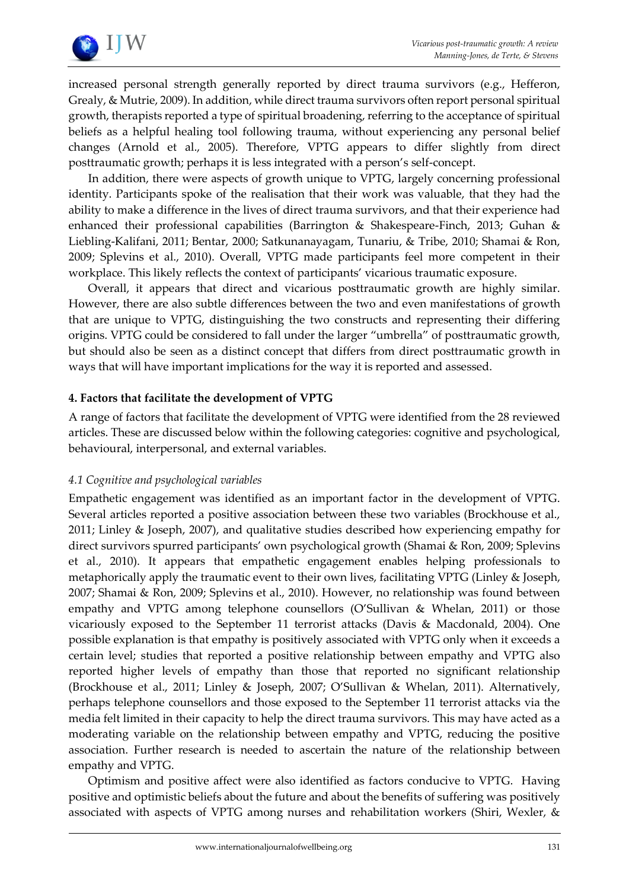increased personal strength generally reported by direct trauma survivors (e.g., Hefferon, Grealy, & Mutrie, 2009). In addition, while direct trauma survivors often report personal spiritual growth, therapists reported a type of spiritual broadening, referring to the acceptance of spiritual beliefs as a helpful healing tool following trauma, without experiencing any personal belief changes (Arnold et al., 2005). Therefore, VPTG appears to differ slightly from direct posttraumatic growth; perhaps it is less integrated with a person's self-concept.

In addition, there were aspects of growth unique to VPTG, largely concerning professional identity. Participants spoke of the realisation that their work was valuable, that they had the ability to make a difference in the lives of direct trauma survivors, and that their experience had enhanced their professional capabilities (Barrington & Shakespeare-Finch, 2013; Guhan & Liebling-Kalifani, 2011; Bentar, 2000; Satkunanayagam, Tunariu, & Tribe, 2010; Shamai & Ron, 2009; Splevins et al., 2010). Overall, VPTG made participants feel more competent in their workplace. This likely reflects the context of participants' vicarious traumatic exposure.

Overall, it appears that direct and vicarious posttraumatic growth are highly similar. However, there are also subtle differences between the two and even manifestations of growth that are unique to VPTG, distinguishing the two constructs and representing their differing origins. VPTG could be considered to fall under the larger "umbrella" of posttraumatic growth, but should also be seen as a distinct concept that differs from direct posttraumatic growth in ways that will have important implications for the way it is reported and assessed.

## 4. Factors that facilitate the development of VPTG

A range of factors that facilitate the development of VPTG were identified from the 28 reviewed articles. These are discussed below within the following categories: cognitive and psychological, behavioural, interpersonal, and external variables.

### *4.1 Cognitive and psychological variables*

Empathetic engagement was identified as an important factor in the development of VPTG. Several articles reported a positive association between these two variables (Brockhouse et al., 2011; Linley & Joseph, 2007), and qualitative studies described how experiencing empathy for direct survivors spurred participants' own psychological growth (Shamai & Ron, 2009; Splevins et al., 2010). It appears that empathetic engagement enables helping professionals to metaphorically apply the traumatic event to their own lives, facilitating VPTG (Linley & Joseph, 2007; Shamai & Ron, 2009; Splevins et al., 2010). However, no relationship was found between empathy and VPTG among telephone counsellors (O'Sullivan & Whelan, 2011) or those vicariously exposed to the September 11 terrorist attacks (Davis & Macdonald, 2004). One possible explanation is that empathy is positively associated with VPTG only when it exceeds a certain level; studies that reported a positive relationship between empathy and VPTG also reported higher levels of empathy than those that reported no significant relationship (Brockhouse et al., 2011; Linley & Joseph, 2007; O'Sullivan & Whelan, 2011). Alternatively, perhaps telephone counsellors and those exposed to the September 11 terrorist attacks via the media felt limited in their capacity to help the direct trauma survivors. This may have acted as a moderating variable on the relationship between empathy and VPTG, reducing the positive association. Further research is needed to ascertain the nature of the relationship between empathy and VPTG.

Optimism and positive affect were also identified as factors conducive to VPTG. Having positive and optimistic beliefs about the future and about the benefits of suffering was positively associated with aspects of VPTG among nurses and rehabilitation workers (Shiri, Wexler, &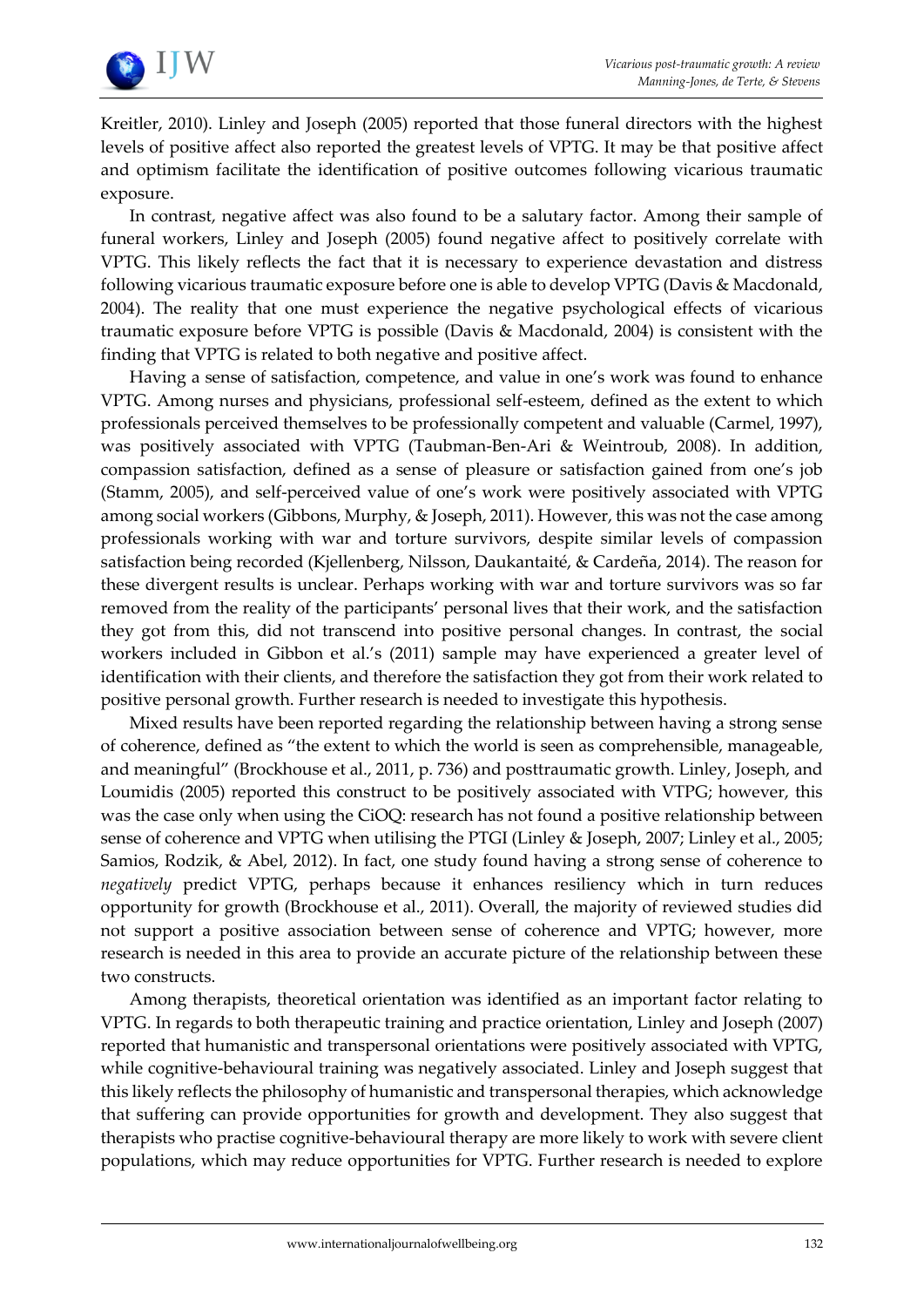Kreitler, 2010). Linley and Joseph (2005) reported that those funeral directors with the highest levels of positive affect also reported the greatest levels of VPTG. It may be that positive affect and optimism facilitate the identification of positive outcomes following vicarious traumatic exposure.

In contrast, negative affect was also found to be a salutary factor. Among their sample of funeral workers, Linley and Joseph (2005) found negative affect to positively correlate with VPTG. This likely reflects the fact that it is necessary to experience devastation and distress following vicarious traumatic exposure before one is able to develop VPTG (Davis & Macdonald, 2004). The reality that one must experience the negative psychological effects of vicarious traumatic exposure before VPTG is possible (Davis & Macdonald, 2004) is consistent with the finding that VPTG is related to both negative and positive affect.

Having a sense of satisfaction, competence, and value in one's work was found to enhance VPTG. Among nurses and physicians, professional self-esteem, defined as the extent to which professionals perceived themselves to be professionally competent and valuable (Carmel, 1997), was positively associated with VPTG (Taubman-Ben-Ari & Weintroub, 2008). In addition, compassion satisfaction, defined as a sense of pleasure or satisfaction gained from one's job (Stamm, 2005), and self-perceived value of one's work were positively associated with VPTG among social workers (Gibbons, Murphy, & Joseph, 2011). However, this was not the case among professionals working with war and torture survivors, despite similar levels of compassion satisfaction being recorded (Kjellenberg, Nilsson, Daukantaité, & Cardeña, 2014). The reason for these divergent results is unclear. Perhaps working with war and torture survivors was so far removed from the reality of the participants' personal lives that their work, and the satisfaction they got from this, did not transcend into positive personal changes. In contrast, the social workers included in Gibbon et al.'s (2011) sample may have experienced a greater level of identification with their clients, and therefore the satisfaction they got from their work related to positive personal growth. Further research is needed to investigate this hypothesis.

Mixed results have been reported regarding the relationship between having a strong sense of coherence, defined as "the extent to which the world is seen as comprehensible, manageable, and meaningful" (Brockhouse et al., 2011, p. 736) and posttraumatic growth. Linley, Joseph, and Loumidis (2005) reported this construct to be positively associated with VTPG; however, this was the case only when using the CiOQ: research has not found a positive relationship between sense of coherence and VPTG when utilising the PTGI (Linley & Joseph, 2007; Linley et al., 2005; Samios, Rodzik, & Abel, 2012). In fact, one study found having a strong sense of coherence to *negatively* predict VPTG, perhaps because it enhances resiliency which in turn reduces opportunity for growth (Brockhouse et al., 2011). Overall, the majority of reviewed studies did not support a positive association between sense of coherence and VPTG; however, more research is needed in this area to provide an accurate picture of the relationship between these two constructs.

Among therapists, theoretical orientation was identified as an important factor relating to VPTG. In regards to both therapeutic training and practice orientation, Linley and Joseph (2007) reported that humanistic and transpersonal orientations were positively associated with VPTG, while cognitive-behavioural training was negatively associated. Linley and Joseph suggest that this likely reflects the philosophy of humanistic and transpersonal therapies, which acknowledge that suffering can provide opportunities for growth and development. They also suggest that therapists who practise cognitive-behavioural therapy are more likely to work with severe client populations, which may reduce opportunities for VPTG. Further research is needed to explore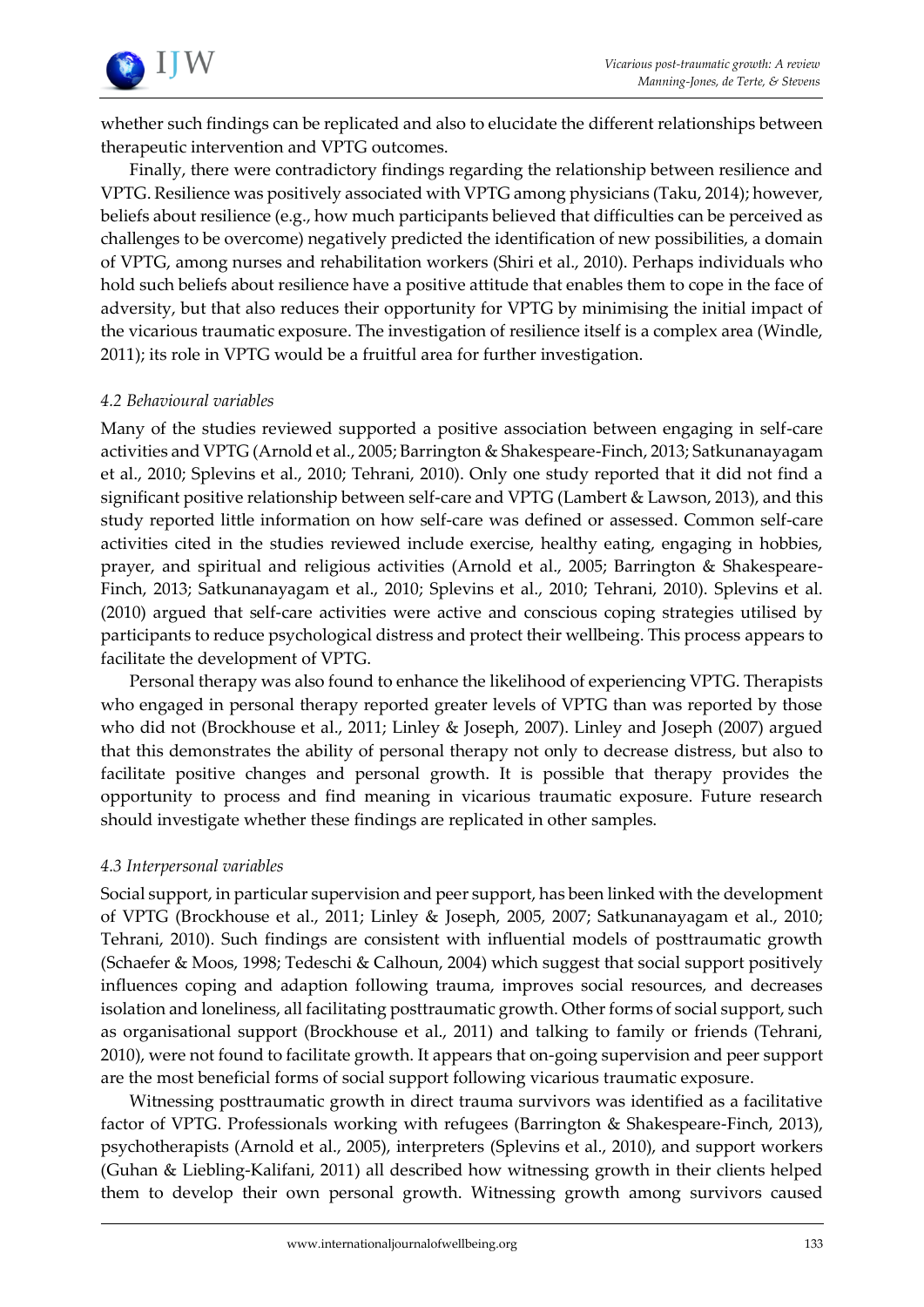whether such findings can be replicated and also to elucidate the different relationships between therapeutic intervention and VPTG outcomes.

Finally, there were contradictory findings regarding the relationship between resilience and VPTG. Resilience was positively associated with VPTG among physicians (Taku, 2014); however, beliefs about resilience (e.g., how much participants believed that difficulties can be perceived as challenges to be overcome) negatively predicted the identification of new possibilities, a domain of VPTG, among nurses and rehabilitation workers (Shiri et al., 2010). Perhaps individuals who hold such beliefs about resilience have a positive attitude that enables them to cope in the face of adversity, but that also reduces their opportunity for VPTG by minimising the initial impact of the vicarious traumatic exposure. The investigation of resilience itself is a complex area (Windle, 2011); its role in VPTG would be a fruitful area for further investigation.

### *4.2 Behavioural variables*

Many of the studies reviewed supported a positive association between engaging in self-care activities and VPTG (Arnold et al., 2005; Barrington & Shakespeare-Finch, 2013; Satkunanayagam et al., 2010; Splevins et al., 2010; Tehrani, 2010). Only one study reported that it did not find a significant positive relationship between self-care and VPTG (Lambert & Lawson, 2013), and this study reported little information on how self-care was defined or assessed. Common self-care activities cited in the studies reviewed include exercise, healthy eating, engaging in hobbies, prayer, and spiritual and religious activities (Arnold et al., 2005; Barrington & Shakespeare-Finch, 2013; Satkunanayagam et al., 2010; Splevins et al., 2010; Tehrani, 2010). Splevins et al. (2010) argued that self-care activities were active and conscious coping strategies utilised by participants to reduce psychological distress and protect their wellbeing. This process appears to facilitate the development of VPTG.

Personal therapy was also found to enhance the likelihood of experiencing VPTG. Therapists who engaged in personal therapy reported greater levels of VPTG than was reported by those who did not (Brockhouse et al., 2011; Linley & Joseph, 2007). Linley and Joseph (2007) argued that this demonstrates the ability of personal therapy not only to decrease distress, but also to facilitate positive changes and personal growth. It is possible that therapy provides the opportunity to process and find meaning in vicarious traumatic exposure. Future research should investigate whether these findings are replicated in other samples.

### *4.3 Interpersonal variables*

Social support, in particular supervision and peer support, has been linked with the development of VPTG (Brockhouse et al., 2011; Linley & Joseph, 2005, 2007; Satkunanayagam et al., 2010; Tehrani, 2010). Such findings are consistent with influential models of posttraumatic growth (Schaefer & Moos, 1998; Tedeschi & Calhoun, 2004) which suggest that social support positively influences coping and adaption following trauma, improves social resources, and decreases isolation and loneliness, all facilitating posttraumatic growth. Other forms of social support, such as organisational support (Brockhouse et al., 2011) and talking to family or friends (Tehrani, 2010), were not found to facilitate growth. It appears that on-going supervision and peer support are the most beneficial forms of social support following vicarious traumatic exposure.

Witnessing posttraumatic growth in direct trauma survivors was identified as a facilitative factor of VPTG. Professionals working with refugees (Barrington & Shakespeare-Finch, 2013), psychotherapists (Arnold et al., 2005), interpreters (Splevins et al., 2010), and support workers (Guhan & Liebling-Kalifani, 2011) all described how witnessing growth in their clients helped them to develop their own personal growth. Witnessing growth among survivors caused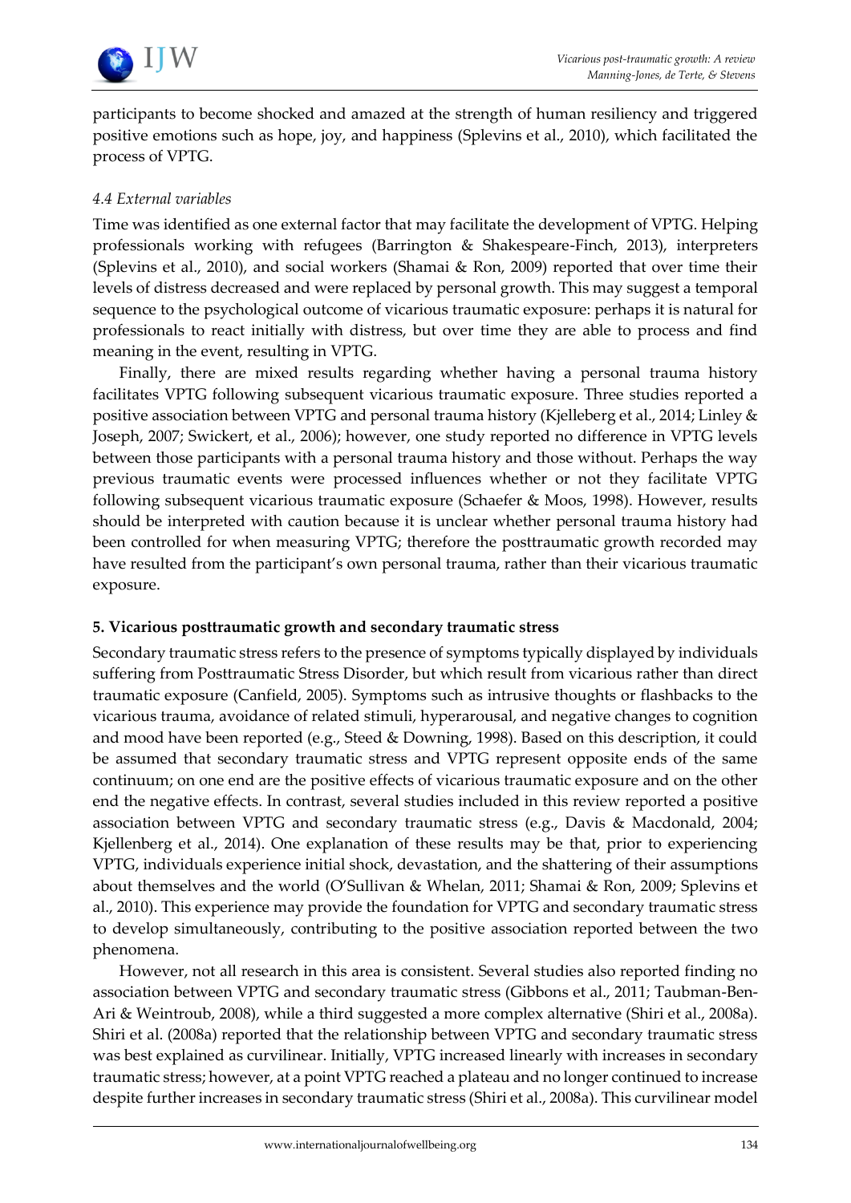participants to become shocked and amazed at the strength of human resiliency and triggered positive emotions such as hope, joy, and happiness (Splevins et al., 2010), which facilitated the process of VPTG.

### *4.4 External variables*

Time was identified as one external factor that may facilitate the development of VPTG. Helping professionals working with refugees (Barrington & Shakespeare-Finch, 2013), interpreters (Splevins et al., 2010), and social workers (Shamai & Ron, 2009) reported that over time their levels of distress decreased and were replaced by personal growth. This may suggest a temporal sequence to the psychological outcome of vicarious traumatic exposure: perhaps it is natural for professionals to react initially with distress, but over time they are able to process and find meaning in the event, resulting in VPTG.

Finally, there are mixed results regarding whether having a personal trauma history facilitates VPTG following subsequent vicarious traumatic exposure. Three studies reported a positive association between VPTG and personal trauma history (Kjelleberg et al., 2014; Linley & Joseph, 2007; Swickert, et al., 2006); however, one study reported no difference in VPTG levels between those participants with a personal trauma history and those without. Perhaps the way previous traumatic events were processed influences whether or not they facilitate VPTG following subsequent vicarious traumatic exposure (Schaefer & Moos, 1998). However, results should be interpreted with caution because it is unclear whether personal trauma history had been controlled for when measuring VPTG; therefore the posttraumatic growth recorded may have resulted from the participant's own personal trauma, rather than their vicarious traumatic exposure.

## 5. Vicarious posttraumatic growth and secondary traumatic stress

Secondary traumatic stress refers to the presence of symptoms typically displayed by individuals suffering from Posttraumatic Stress Disorder, but which result from vicarious rather than direct traumatic exposure (Canfield, 2005). Symptoms such as intrusive thoughts or flashbacks to the vicarious trauma, avoidance of related stimuli, hyperarousal, and negative changes to cognition and mood have been reported (e.g., Steed & Downing, 1998). Based on this description, it could be assumed that secondary traumatic stress and VPTG represent opposite ends of the same continuum; on one end are the positive effects of vicarious traumatic exposure and on the other end the negative effects. In contrast, several studies included in this review reported a positive association between VPTG and secondary traumatic stress (e.g., Davis & Macdonald, 2004; Kjellenberg et al., 2014). One explanation of these results may be that, prior to experiencing VPTG, individuals experience initial shock, devastation, and the shattering of their assumptions about themselves and the world (O'Sullivan & Whelan, 2011; Shamai & Ron, 2009; Splevins et al., 2010). This experience may provide the foundation for VPTG and secondary traumatic stress to develop simultaneously, contributing to the positive association reported between the two phenomena.

However, not all research in this area is consistent. Several studies also reported finding no association between VPTG and secondary traumatic stress (Gibbons et al., 2011; Taubman-Ben-Ari & Weintroub, 2008), while a third suggested a more complex alternative (Shiri et al., 2008a). Shiri et al. (2008a) reported that the relationship between VPTG and secondary traumatic stress was best explained as curvilinear. Initially, VPTG increased linearly with increases in secondary traumatic stress; however, at a point VPTG reached a plateau and no longer continued to increase despite further increases in secondary traumatic stress (Shiri et al., 2008a). This curvilinear model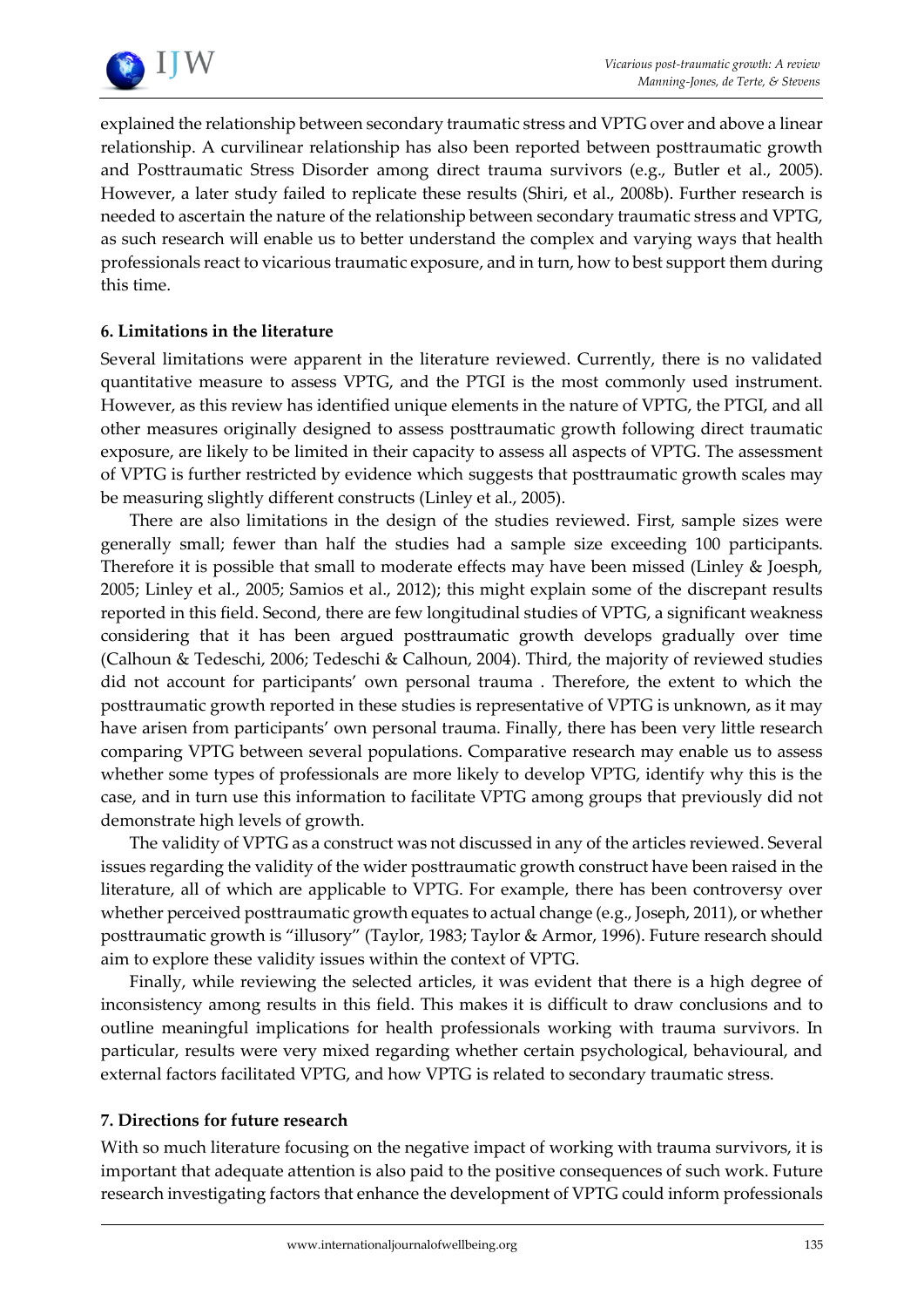explained the relationship between secondary traumatic stress and VPTG over and above a linear relationship. A curvilinear relationship has also been reported between posttraumatic growth and Posttraumatic Stress Disorder among direct trauma survivors (e.g., Butler et al., 2005). However, a later study failed to replicate these results (Shiri, et al., 2008b). Further research is needed to ascertain the nature of the relationship between secondary traumatic stress and VPTG, as such research will enable us to better understand the complex and varying ways that health professionals react to vicarious traumatic exposure, and in turn, how to best support them during this time.

**6. Limitations in the literature**

Several limitations were apparent in the literature reviewed. Currently, there is no validated quantitative measure to assess VPTG, and the PTGI is the most commonly used instrument. However, as this review has identified unique elements in the nature of VPTG, the PTGI, and all other measures originally designed to assess posttraumatic growth following direct traumatic exposure, are likely to be limited in their capacity to assess all aspects of VPTG. The assessment of VPTG is further restricted by evidence which suggests that posttraumatic growth scales may be measuring slightly different constructs (Linley et al., 2005).

There are also limitations in the design of the studies reviewed. First, sample sizes were generally small; fewer than half the studies had a sample size exceeding 100 participants. Therefore it is possible that small to moderate effects may have been missed (Linley & Joesph, 2005; Linley et al., 2005; Samios et al., 2012); this might explain some of the discrepant results reported in this field. Second, there are few longitudinal studies of VPTG, a significant weakness considering that it has been argued posttraumatic growth develops gradually over time (Calhoun & Tedeschi, 2006; Tedeschi & Calhoun, 2004). Third, the majority of reviewed studies did not account for participants' own personal trauma . Therefore, the extent to which the posttraumatic growth reported in these studies is representative of VPTG is unknown, as it may have arisen from participants' own personal trauma. Finally, there has been very little research comparing VPTG between several populations. Comparative research may enable us to assess whether some types of professionals are more likely to develop VPTG, identify why this is the case, and in turn use this information to facilitate VPTG among groups that previously did not demonstrate high levels of growth.

The validity of VPTG as a construct was not discussed in any of the articles reviewed. Several issues regarding the validity of the wider posttraumatic growth construct have been raised in the literature, all of which are applicable to VPTG. For example, there has been controversy over whether perceived posttraumatic growth equates to actual change (e.g., Joseph, 2011), or whether posttraumatic growth is "illusory" (Taylor, 1983; Taylor & Armor, 1996). Future research should aim to explore these validity issues within the context of VPTG.

Finally, while reviewing the selected articles, it was evident that there is a high degree of inconsistency among results in this field. This makes it is difficult to draw conclusions and to outline meaningful implications for health professionals working with trauma survivors. In particular, results were very mixed regarding whether certain psychological, behavioural, and external factors facilitated VPTG, and how VPTG is related to secondary traumatic stress.

**7. Directions for future research**

With so much literature focusing on the negative impact of working with trauma survivors, it is important that adequate attention is also paid to the positive consequences of such work. Future research investigating factors that enhance the development of VPTG could inform professionals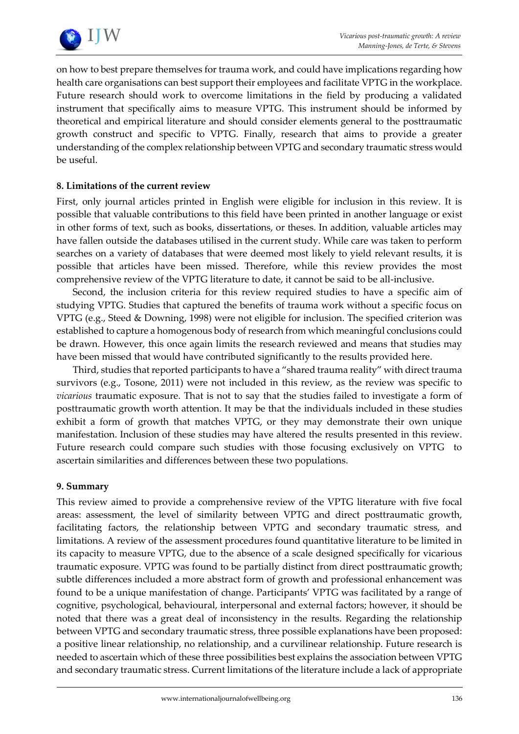on how to best prepare themselves for trauma work, and could have implications regarding how health care organisations can best support their employees and facilitate VPTG in the workplace. Future research should work to overcome limitations in the field by producing a validated instrument that specifically aims to measure VPTG. This instrument should be informed by theoretical and empirical literature and should consider elements general to the posttraumatic growth construct and specific to VPTG. Finally, research that aims to provide a greater understanding of the complex relationship between VPTG and secondary traumatic stress would be useful.

**8. Limitations of the current review**

First, only journal articles printed in English were eligible for inclusion in this review. It is possible that valuable contributions to this field have been printed in another language or exist in other forms of text, such as books, dissertations, or theses. In addition, valuable articles may have fallen outside the databases utilised in the current study. While care was taken to perform searches on a variety of databases that were deemed most likely to yield relevant results, it is possible that articles have been missed. Therefore, while this review provides the most comprehensive review of the VPTG literature to date, it cannot be said to be all-inclusive.

Second, the inclusion criteria for this review required studies to have a specific aim of studying VPTG. Studies that captured the benefits of trauma work without a specific focus on VPTG (e.g., Steed & Downing, 1998) were not eligible for inclusion. The specified criterion was established to capture a homogenous body of research from which meaningful conclusions could be drawn. However, this once again limits the research reviewed and means that studies may have been missed that would have contributed significantly to the results provided here.

Third, studies that reported participants to have a "shared trauma reality" with direct trauma survivors (e.g., Tosone, 2011) were not included in this review, as the review was specific to *vicarious* traumatic exposure. That is not to say that the studies failed to investigate a form of posttraumatic growth worth attention. It may be that the individuals included in these studies exhibit a form of growth that matches VPTG, or they may demonstrate their own unique manifestation. Inclusion of these studies may have altered the results presented in this review. Future research could compare such studies with those focusing exclusively on VPTG to ascertain similarities and differences between these two populations.

**9. Summary**

This review aimed to provide a comprehensive review of the VPTG literature with five focal areas: assessment, the level of similarity between VPTG and direct posttraumatic growth, facilitating factors, the relationship between VPTG and secondary traumatic stress, and limitations. A review of the assessment procedures found quantitative literature to be limited in its capacity to measure VPTG, due to the absence of a scale designed specifically for vicarious traumatic exposure. VPTG was found to be partially distinct from direct posttraumatic growth; subtle differences included a more abstract form of growth and professional enhancement was found to be a unique manifestation of change. Participants' VPTG was facilitated by a range of cognitive, psychological, behavioural, interpersonal and external factors; however, it should be noted that there was a great deal of inconsistency in the results. Regarding the relationship between VPTG and secondary traumatic stress, three possible explanations have been proposed: a positive linear relationship, no relationship, and a curvilinear relationship. Future research is needed to ascertain which of these three possibilities best explains the association between VPTG and secondary traumatic stress. Current limitations of the literature include a lack of appropriate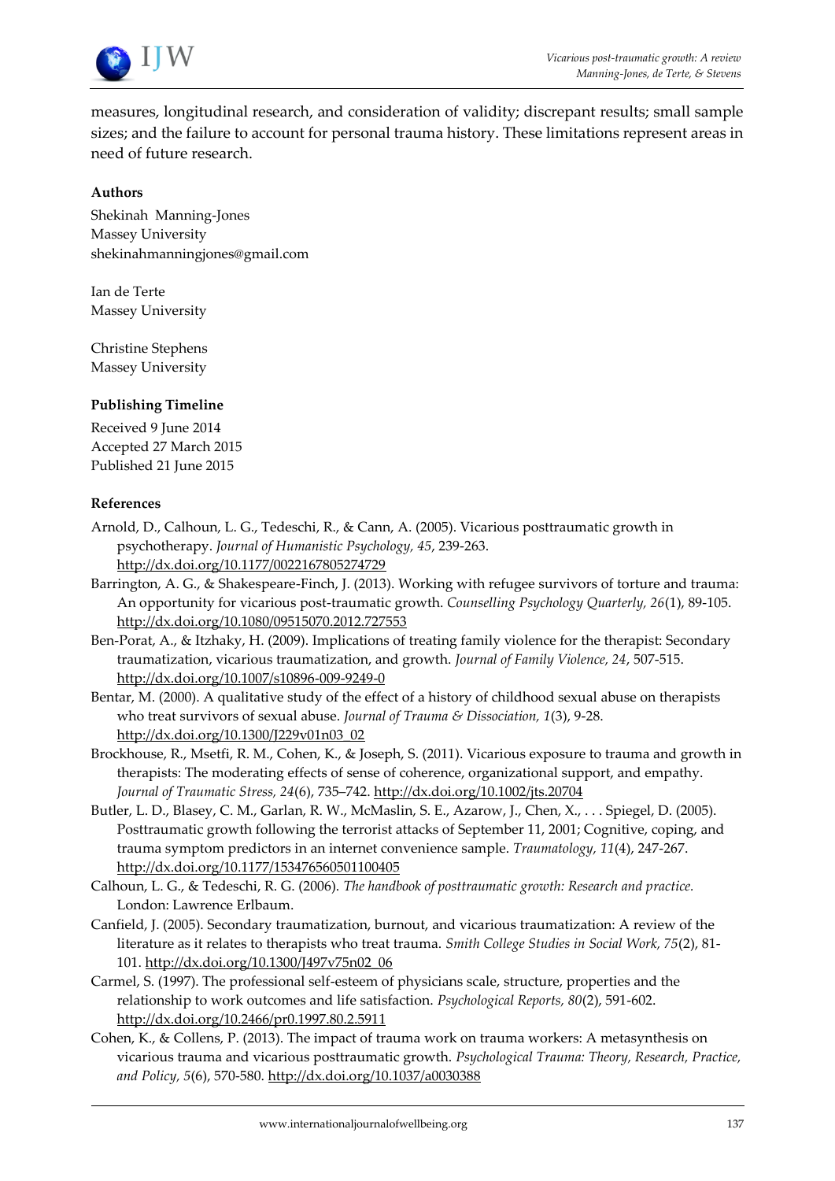measures, longitudinal research, and consideration of validity; discrepant results; small sample sizes; and the failure to account for personal trauma history. These limitations represent areas in need of future research.

**Authors**

Shekinah Manning-Jones
Massey University
shekinahmanningjones@gmail.com

Ian de Terte
Massey University

Christine Stephens
Massey University

**Publishing Timeline**

Received 9 June 2014
Accepted 27 March 2015
Published 21 June 2015

**References**

Arnold, D., Calhoun, L. G., Tedeschi, R., & Cann, A. (2005). Vicarious posttraumatic growth in psychotherapy. *Journal of Humanistic Psychology, 45*, 239-263. http://dx.doi.org/10.1177/0022167805274729

Barrington, A. G., & Shakespeare-Finch, J. (2013). Working with refugee survivors of torture and trauma: An opportunity for vicarious post-traumatic growth. *Counselling Psychology Quarterly, 26*(1), 89-105. http://dx.doi.org/10.1080/09515070.2012.727553

Ben-Porat, A., & Itzhaky, H. (2009). Implications of treating family violence for the therapist: Secondary traumatization, vicarious traumatization, and growth. *Journal of Family Violence, 24*, 507-515. http://dx.doi.org/10.1007/s10896-009-9249-0

Bentar, M. (2000). A qualitative study of the effect of a history of childhood sexual abuse on therapists who treat survivors of sexual abuse. *Journal of Trauma & Dissociation, 1*(3), 9-28. http://dx.doi.org/10.1300/J229v01n03_02

Brockhouse, R., Msetfi, R. M., Cohen, K., & Joseph, S. (2011). Vicarious exposure to trauma and growth in therapists: The moderating effects of sense of coherence, organizational support, and empathy. *Journal of Traumatic Stress, 24*(6), 735–742. http://dx.doi.org/10.1002/jts.20704

Butler, L. D., Blasey, C. M., Garlan, R. W., McMaslin, S. E., Azarow, J., Chen, X., . . . Spiegel, D. (2005). Posttraumatic growth following the terrorist attacks of September 11, 2001; Cognitive, coping, and trauma symptom predictors in an internet convenience sample. *Traumatology, 11*(4), 247-267. http://dx.doi.org/10.1177/153476560501100405

Calhoun, L. G., & Tedeschi, R. G. (2006). *The handbook of posttraumatic growth: Research and practice.* London: Lawrence Erlbaum.

Canfield, J. (2005). Secondary traumatization, burnout, and vicarious traumatization: A review of the literature as it relates to therapists who treat trauma. *Smith College Studies in Social Work, 75*(2), 81-101. http://dx.doi.org/10.1300/J497v75n02_06

Carmel, S. (1997). The professional self-esteem of physicians scale, structure, properties and the relationship to work outcomes and life satisfaction. *Psychological Reports, 80*(2), 591-602. http://dx.doi.org/10.2466/pr0.1997.80.2.5911

Cohen, K., & Collens, P. (2013). The impact of trauma work on trauma workers: A metasynthesis on vicarious trauma and vicarious posttraumatic growth. *Psychological Trauma: Theory, Research, Practice, and Policy, 5*(6), 570-580. http://dx.doi.org/10.1037/a0030388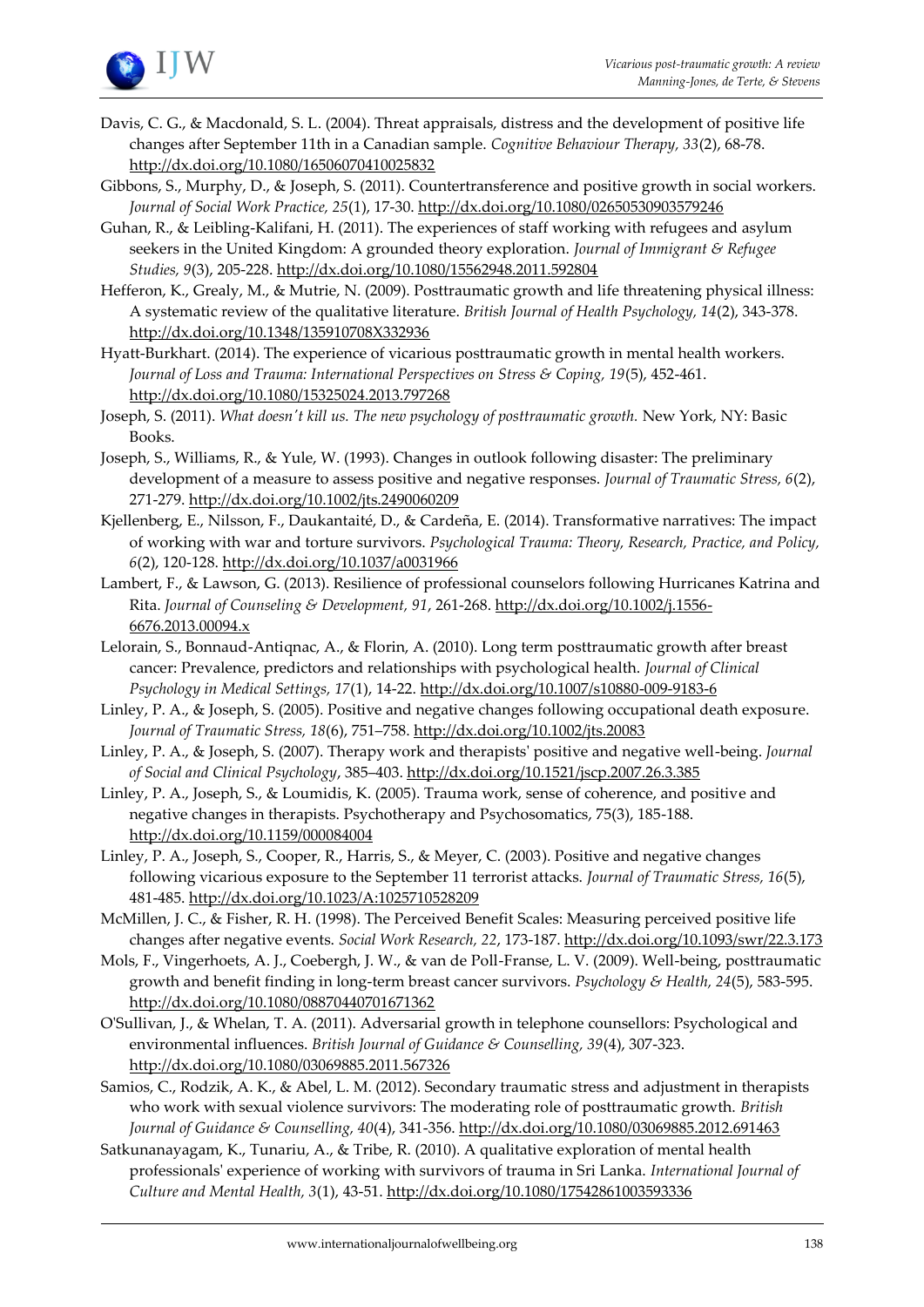Davis, C. G., & Macdonald, S. L. (2004). Threat appraisals, distress and the development of positive life changes after September 11th in a Canadian sample. *Cognitive Behaviour Therapy, 33*(2), 68-78. http://dx.doi.org/10.1080/16506070410025832

Gibbons, S., Murphy, D., & Joseph, S. (2011). Countertransference and positive growth in social workers. *Journal of Social Work Practice, 25*(1), 17-30. http://dx.doi.org/10.1080/02650530903579246

Guhan, R., & Leibling-Kalifani, H. (2011). The experiences of staff working with refugees and asylum seekers in the United Kingdom: A grounded theory exploration. *Journal of Immigrant & Refugee Studies, 9*(3), 205-228. http://dx.doi.org/10.1080/15562948.2011.592804

Hefferon, K., Grealy, M., & Mutrie, N. (2009). Posttraumatic growth and life threatening physical illness: A systematic review of the qualitative literature. *British Journal of Health Psychology, 14*(2), 343-378. http://dx.doi.org/10.1348/135910708X332936

Hyatt-Burkhart. (2014). The experience of vicarious posttraumatic growth in mental health workers. *Journal of Loss and Trauma: International Perspectives on Stress & Coping, 19*(5), 452-461. http://dx.doi.org/10.1080/15325024.2013.797268

Joseph, S. (2011). *What doesn't kill us. The new psychology of posttraumatic growth.* New York, NY: Basic Books.

Joseph, S., Williams, R., & Yule, W. (1993). Changes in outlook following disaster: The preliminary development of a measure to assess positive and negative responses. *Journal of Traumatic Stress, 6*(2), 271-279. http://dx.doi.org/10.1002/jts.2490060209

Kjellenberg, E., Nilsson, F., Daukantaité, D., & Cardeña, E. (2014). Transformative narratives: The impact of working with war and torture survivors. *Psychological Trauma: Theory, Research, Practice, and Policy, 6*(2), 120-128. http://dx.doi.org/10.1037/a0031966

Lambert, F., & Lawson, G. (2013). Resilience of professional counselors following Hurricanes Katrina and Rita. *Journal of Counseling & Development, 91*, 261-268. http://dx.doi.org/10.1002/j.1556-6676.2013.00094.x

Lelorain, S., Bonnaud-Antiqnac, A., & Florin, A. (2010). Long term posttraumatic growth after breast cancer: Prevalence, predictors and relationships with psychological health. *Journal of Clinical Psychology in Medical Settings, 17*(1), 14-22. http://dx.doi.org/10.1007/s10880-009-9183-6

Linley, P. A., & Joseph, S. (2005). Positive and negative changes following occupational death exposure. *Journal of Traumatic Stress, 18*(6), 751–758. http://dx.doi.org/10.1002/jts.20083

Linley, P. A., & Joseph, S. (2007). Therapy work and therapists' positive and negative well-being. *Journal of Social and Clinical Psychology*, 385–403. http://dx.doi.org/10.1521/jscp.2007.26.3.385

Linley, P. A., Joseph, S., & Loumidis, K. (2005). Trauma work, sense of coherence, and positive and negative changes in therapists. Psychotherapy and Psychosomatics, 75(3), 185-188. http://dx.doi.org/10.1159/000084004

Linley, P. A., Joseph, S., Cooper, R., Harris, S., & Meyer, C. (2003). Positive and negative changes following vicarious exposure to the September 11 terrorist attacks. *Journal of Traumatic Stress, 16*(5), 481-485. http://dx.doi.org/10.1023/A:1025710528209

McMillen, J. C., & Fisher, R. H. (1998). The Perceived Benefit Scales: Measuring perceived positive life changes after negative events. *Social Work Research, 22*, 173-187. http://dx.doi.org/10.1093/swr/22.3.173

Mols, F., Vingerhoets, A. J., Coebergh, J. W., & van de Poll-Franse, L. V. (2009). Well-being, posttraumatic growth and benefit finding in long-term breast cancer survivors. *Psychology & Health, 24*(5), 583-595. http://dx.doi.org/10.1080/08870440701671362

O'Sullivan, J., & Whelan, T. A. (2011). Adversarial growth in telephone counsellors: Psychological and environmental influences. *British Journal of Guidance & Counselling, 39*(4), 307-323. http://dx.doi.org/10.1080/03069885.2011.567326

Samios, C., Rodzik, A. K., & Abel, L. M. (2012). Secondary traumatic stress and adjustment in therapists who work with sexual violence survivors: The moderating role of posttraumatic growth. *British Journal of Guidance & Counselling, 40*(4), 341-356. http://dx.doi.org/10.1080/03069885.2012.691463

Satkunanayagam, K., Tunariu, A., & Tribe, R. (2010). A qualitative exploration of mental health professionals' experience of working with survivors of trauma in Sri Lanka. *International Journal of Culture and Mental Health, 3*(1), 43-51. http://dx.doi.org/10.1080/17542861003593336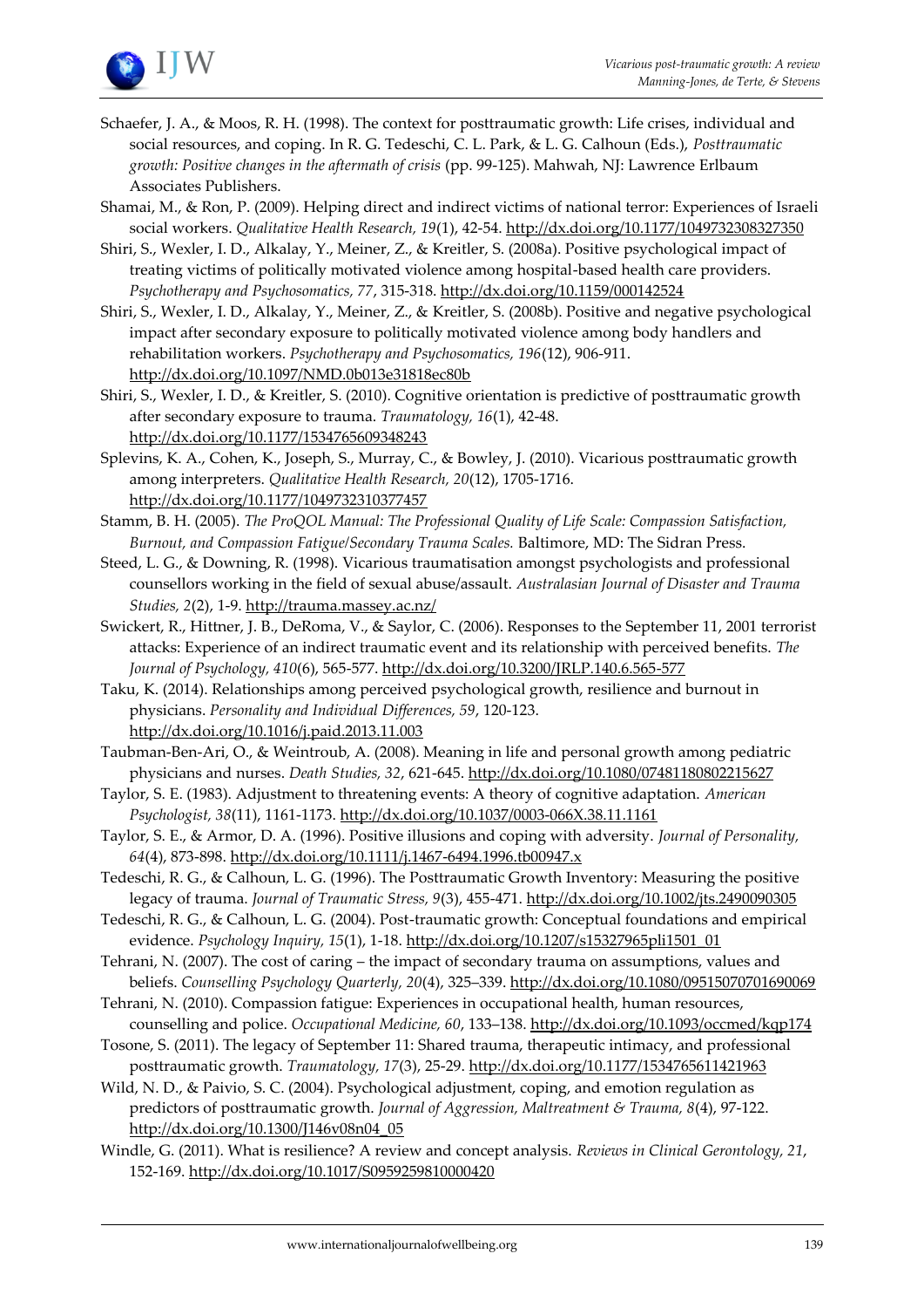Schaefer, J. A., & Moos, R. H. (1998). The context for posttraumatic growth: Life crises, individual and social resources, and coping. In R. G. Tedeschi, C. L. Park, & L. G. Calhoun (Eds.), *Posttraumatic growth: Positive changes in the aftermath of crisis* (pp. 99-125). Mahwah, NJ: Lawrence Erlbaum Associates Publishers.

Shamai, M., & Ron, P. (2009). Helping direct and indirect victims of national terror: Experiences of Israeli social workers. *Qualitative Health Research, 19*(1), 42-54. http://dx.doi.org/10.1177/1049732308327350

Shiri, S., Wexler, I. D., Alkalay, Y., Meiner, Z., & Kreitler, S. (2008a). Positive psychological impact of treating victims of politically motivated violence among hospital-based health care providers. *Psychotherapy and Psychosomatics, 77*, 315-318. http://dx.doi.org/10.1159/000142524

Shiri, S., Wexler, I. D., Alkalay, Y., Meiner, Z., & Kreitler, S. (2008b). Positive and negative psychological impact after secondary exposure to politically motivated violence among body handlers and rehabilitation workers. *Psychotherapy and Psychosomatics, 196*(12), 906-911. http://dx.doi.org/10.1097/NMD.0b013e31818ec80b

Shiri, S., Wexler, I. D., & Kreitler, S. (2010). Cognitive orientation is predictive of posttraumatic growth after secondary exposure to trauma. *Traumatology, 16*(1), 42-48. http://dx.doi.org/10.1177/1534765609348243

Splevins, K. A., Cohen, K., Joseph, S., Murray, C., & Bowley, J. (2010). Vicarious posttraumatic growth among interpreters. *Qualitative Health Research, 20*(12), 1705-1716. http://dx.doi.org/10.1177/1049732310377457

Stamm, B. H. (2005). *The ProQOL Manual: The Professional Quality of Life Scale: Compassion Satisfaction, Burnout, and Compassion Fatigue/Secondary Trauma Scales.* Baltimore, MD: The Sidran Press.

Steed, L. G., & Downing, R. (1998). Vicarious traumatisation amongst psychologists and professional counsellors working in the field of sexual abuse/assault. *Australasian Journal of Disaster and Trauma Studies, 2*(2), 1-9. http://trauma.massey.ac.nz/

Swickert, R., Hittner, J. B., DeRoma, V., & Saylor, C. (2006). Responses to the September 11, 2001 terrorist attacks: Experience of an indirect traumatic event and its relationship with perceived benefits. *The Journal of Psychology, 410*(6), 565-577. http://dx.doi.org/10.3200/JRLP.140.6.565-577

Taku, K. (2014). Relationships among perceived psychological growth, resilience and burnout in physicians. *Personality and Individual Differences, 59*, 120-123. http://dx.doi.org/10.1016/j.paid.2013.11.003

Taubman-Ben-Ari, O., & Weintroub, A. (2008). Meaning in life and personal growth among pediatric physicians and nurses. *Death Studies, 32*, 621-645. http://dx.doi.org/10.1080/07481180802215627

Taylor, S. E. (1983). Adjustment to threatening events: A theory of cognitive adaptation. *American Psychologist, 38*(11), 1161-1173. http://dx.doi.org/10.1037/0003-066X.38.11.1161

Taylor, S. E., & Armor, D. A. (1996). Positive illusions and coping with adversity. *Journal of Personality, 64*(4), 873-898. http://dx.doi.org/10.1111/j.1467-6494.1996.tb00947.x

Tedeschi, R. G., & Calhoun, L. G. (1996). The Posttraumatic Growth Inventory: Measuring the positive legacy of trauma. *Journal of Traumatic Stress, 9*(3), 455-471. http://dx.doi.org/10.1002/jts.2490090305

Tedeschi, R. G., & Calhoun, L. G. (2004). Post-traumatic growth: Conceptual foundations and empirical evidence. *Psychology Inquiry, 15*(1), 1-18. http://dx.doi.org/10.1207/s15327965pli1501_01

Tehrani, N. (2007). The cost of caring – the impact of secondary trauma on assumptions, values and beliefs. *Counselling Psychology Quarterly, 20*(4), 325–339. http://dx.doi.org/10.1080/09515070701690069

Tehrani, N. (2010). Compassion fatigue: Experiences in occupational health, human resources, counselling and police. *Occupational Medicine, 60*, 133–138. http://dx.doi.org/10.1093/occmed/kqp174

Tosone, S. (2011). The legacy of September 11: Shared trauma, therapeutic intimacy, and professional posttraumatic growth. *Traumatology, 17*(3), 25-29. http://dx.doi.org/10.1177/1534765611421963

Wild, N. D., & Paivio, S. C. (2004). Psychological adjustment, coping, and emotion regulation as predictors of posttraumatic growth. *Journal of Aggression, Maltreatment & Trauma, 8*(4), 97-122. http://dx.doi.org/10.1300/J146v08n04_05

Windle, G. (2011). What is resilience? A review and concept analysis. *Reviews in Clinical Gerontology, 21*, 152-169. http://dx.doi.org/10.1017/S0959259810000420